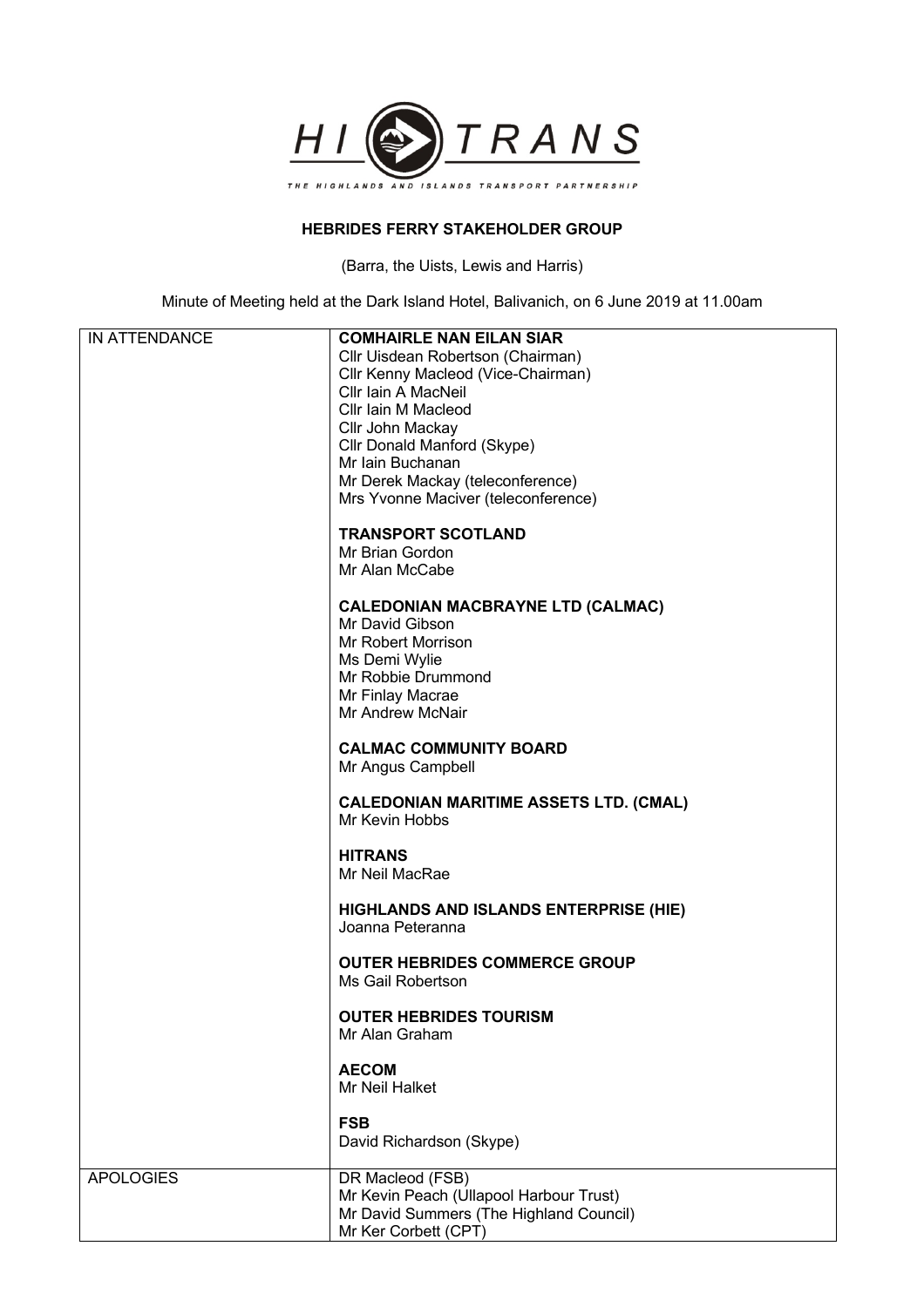# HEBRIDES FERRY STAKEHOLDER GROUP

(Barra, the Uists, Lewis and Harris)

Minute of Meeting held at the Dark Island Hotel, Balivanich, on 6 June 2019 at 11.00am

| | |
|---|---|
| IN ATTENDANCE | **COMHAIRLE NAN EILAN SIAR**<br>Cllr Uisdean Robertson (Chairman)<br>Cllr Kenny Macleod (Vice-Chairman)<br>Cllr Iain A MacNeil<br>Cllr Iain M Macleod<br>Cllr John Mackay<br>Cllr Donald Manford (Skype)<br>Mr Iain Buchanan<br>Mr Derek Mackay (teleconference)<br>Mrs Yvonne Maciver (teleconference)<br><br>**TRANSPORT SCOTLAND**<br>Mr Brian Gordon<br>Mr Alan McCabe<br><br>**CALEDONIAN MACBRAYNE LTD (CALMAC)**<br>Mr David Gibson<br>Mr Robert Morrison<br>Ms Demi Wylie<br>Mr Robbie Drummond<br>Mr Finlay Macrae<br>Mr Andrew McNair<br><br>**CALMAC COMMUNITY BOARD**<br>Mr Angus Campbell<br><br>**CALEDONIAN MARITIME ASSETS LTD. (CMAL)**<br>Mr Kevin Hobbs<br><br>**HITRANS**<br>Mr Neil MacRae<br><br>**HIGHLANDS AND ISLANDS ENTERPRISE (HIE)**<br>Joanna Peteranna<br><br>**OUTER HEBRIDES COMMERCE GROUP**<br>Ms Gail Robertson<br><br>**OUTER HEBRIDES TOURISM**<br>Mr Alan Graham<br><br>**AECOM**<br>Mr Neil Halket<br><br>**FSB**<br>David Richardson (Skype) |
| APOLOGIES | DR Macleod (FSB)<br>Mr Kevin Peach (Ullapool Harbour Trust)<br>Mr David Summers (The Highland Council)<br>Mr Ker Corbett (CPT) |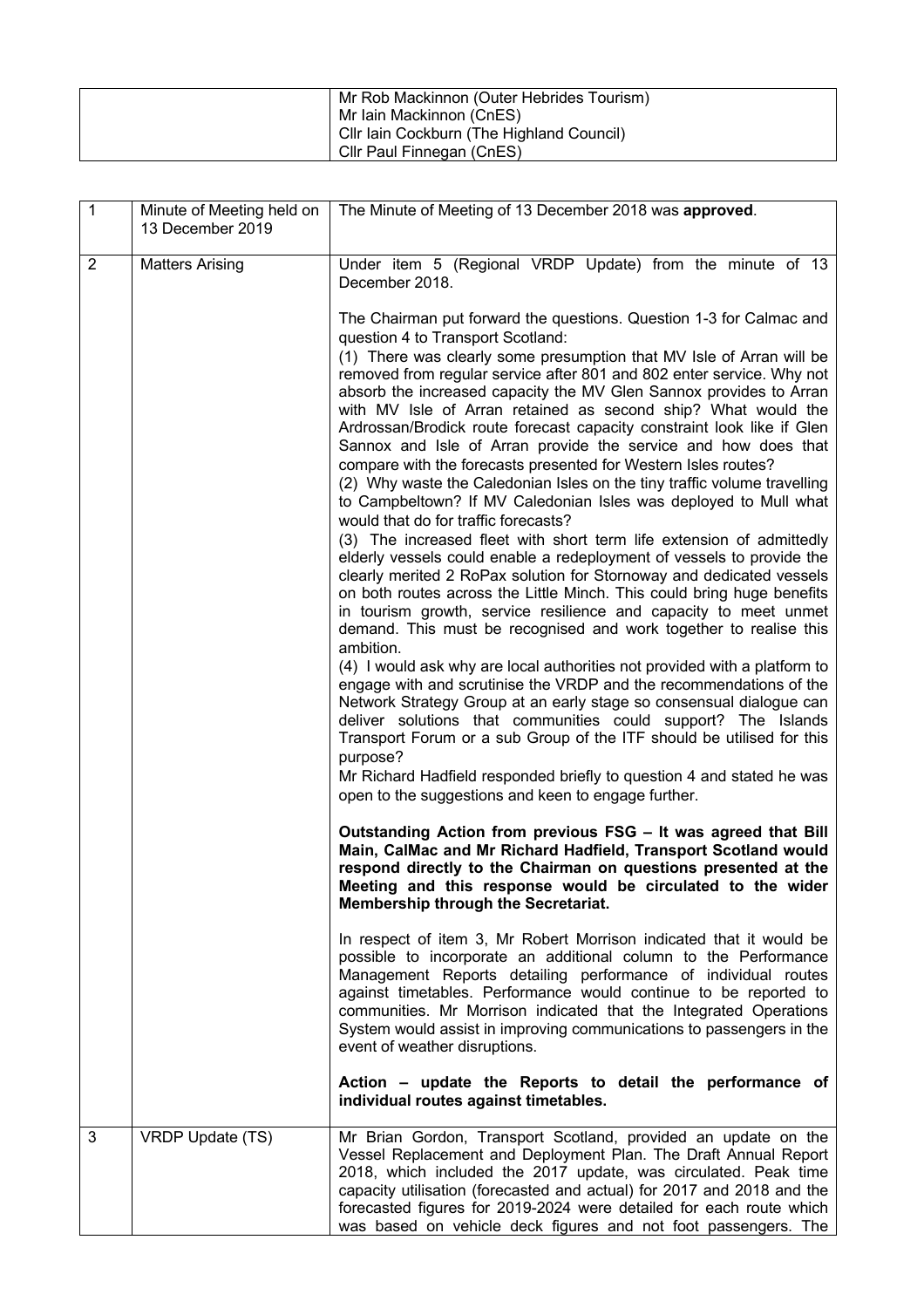| | |
|---|---|
| | Mr Rob Mackinnon (Outer Hebrides Tourism)<br>Mr Iain Mackinnon (CnES)<br>Cllr Iain Cockburn (The Highland Council)<br>Cllr Paul Finnegan (CnES) |

| | | |
|---|---|---|
| 1 | Minute of Meeting held on 13 December 2019 | The Minute of Meeting of 13 December 2018 was **approved**. |
| 2 | Matters Arising | Under item 5 (Regional VRDP Update) from the minute of 13 December 2018.<br><br>The Chairman put forward the questions. Question 1-3 for Calmac and question 4 to Transport Scotland:<br>(1) There was clearly some presumption that MV Isle of Arran will be removed from regular service after 801 and 802 enter service. Why not absorb the increased capacity the MV Glen Sannox provides to Arran with MV Isle of Arran retained as second ship? What would the Ardrossan/Brodick route forecast capacity constraint look like if Glen Sannox and Isle of Arran provide the service and how does that compare with the forecasts presented for Western Isles routes?<br>(2) Why waste the Caledonian Isles on the tiny traffic volume travelling to Campbeltown? If MV Caledonian Isles was deployed to Mull what would that do for traffic forecasts?<br>(3) The increased fleet with short term life extension of admittedly elderly vessels could enable a redeployment of vessels to provide the clearly merited 2 RoPax solution for Stornoway and dedicated vessels on both routes across the Little Minch. This could bring huge benefits in tourism growth, service resilience and capacity to meet unmet demand. This must be recognised and work together to realise this ambition.<br>(4) I would ask why are local authorities not provided with a platform to engage with and scrutinise the VRDP and the recommendations of the Network Strategy Group at an early stage so consensual dialogue can deliver solutions that communities could support? The Islands Transport Forum or a sub Group of the ITF should be utilised for this purpose?<br>Mr Richard Hadfield responded briefly to question 4 and stated he was open to the suggestions and keen to engage further.<br><br>**Outstanding Action from previous FSG – It was agreed that Bill Main, CalMac and Mr Richard Hadfield, Transport Scotland would respond directly to the Chairman on questions presented at the Meeting and this response would be circulated to the wider Membership through the Secretariat.**<br><br>In respect of item 3, Mr Robert Morrison indicated that it would be possible to incorporate an additional column to the Performance Management Reports detailing performance of individual routes against timetables. Performance would continue to be reported to communities. Mr Morrison indicated that the Integrated Operations System would assist in improving communications to passengers in the event of weather disruptions.<br><br>**Action – update the Reports to detail the performance of individual routes against timetables.** |
| 3 | VRDP Update (TS) | Mr Brian Gordon, Transport Scotland, provided an update on the Vessel Replacement and Deployment Plan. The Draft Annual Report 2018, which included the 2017 update, was circulated. Peak time capacity utilisation (forecasted and actual) for 2017 and 2018 and the forecasted figures for 2019-2024 were detailed for each route which was based on vehicle deck figures and not foot passengers. The |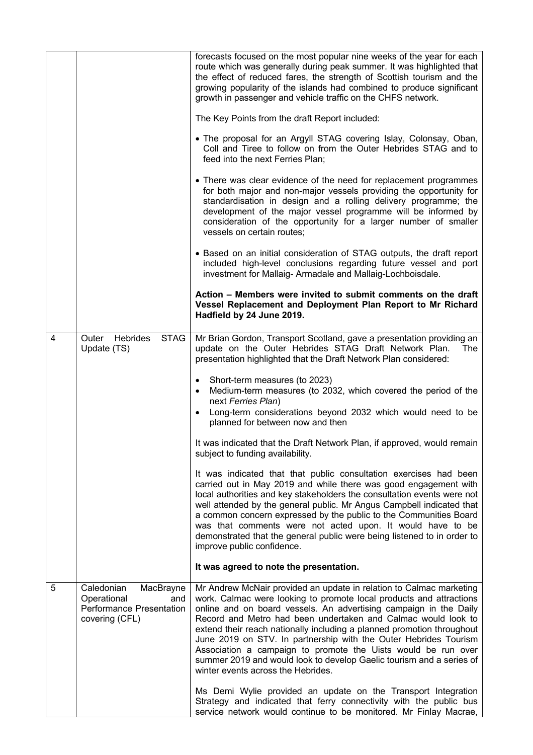| | | |
|---|---|---|
| | | forecasts focused on the most popular nine weeks of the year for each route which was generally during peak summer. It was highlighted that the effect of reduced fares, the strength of Scottish tourism and the growing popularity of the islands had combined to produce significant growth in passenger and vehicle traffic on the CHFS network.<br><br>The Key Points from the draft Report included:<br><br>• The proposal for an Argyll STAG covering Islay, Colonsay, Oban, Coll and Tiree to follow on from the Outer Hebrides STAG and to feed into the next Ferries Plan;<br><br>• There was clear evidence of the need for replacement programmes for both major and non-major vessels providing the opportunity for standardisation in design and a rolling delivery programme; the development of the major vessel programme will be informed by consideration of the opportunity for a larger number of smaller vessels on certain routes;<br><br>• Based on an initial consideration of STAG outputs, the draft report included high-level conclusions regarding future vessel and port investment for Mallaig- Armadale and Mallaig-Lochboisdale.<br><br>**Action – Members were invited to submit comments on the draft Vessel Replacement and Deployment Plan Report to Mr Richard Hadfield by 24 June 2019.** |
| 4 | Outer Hebrides STAG Update (TS) | Mr Brian Gordon, Transport Scotland, gave a presentation providing an update on the Outer Hebrides STAG Draft Network Plan. The presentation highlighted that the Draft Network Plan considered:<br><br>• Short-term measures (to 2023)<br>• Medium-term measures (to 2032, which covered the period of the next *Ferries Plan*)<br>• Long-term considerations beyond 2032 which would need to be planned for between now and then<br><br>It was indicated that the Draft Network Plan, if approved, would remain subject to funding availability.<br><br>It was indicated that that public consultation exercises had been carried out in May 2019 and while there was good engagement with local authorities and key stakeholders the consultation events were not well attended by the general public. Mr Angus Campbell indicated that a common concern expressed by the public to the Communities Board was that comments were not acted upon. It would have to be demonstrated that the general public were being listened to in order to improve public confidence.<br><br>**It was agreed to note the presentation.** |
| 5 | Caledonian MacBrayne Operational and Performance Presentation covering (CFL) | Mr Andrew McNair provided an update in relation to Calmac marketing work. Calmac were looking to promote local products and attractions online and on board vessels. An advertising campaign in the Daily Record and Metro had been undertaken and Calmac would look to extend their reach nationally including a planned promotion throughout June 2019 on STV. In partnership with the Outer Hebrides Tourism Association a campaign to promote the Uists would be run over summer 2019 and would look to develop Gaelic tourism and a series of winter events across the Hebrides.<br><br>Ms Demi Wylie provided an update on the Transport Integration Strategy and indicated that ferry connectivity with the public bus service network would continue to be monitored. Mr Finlay Macrae, |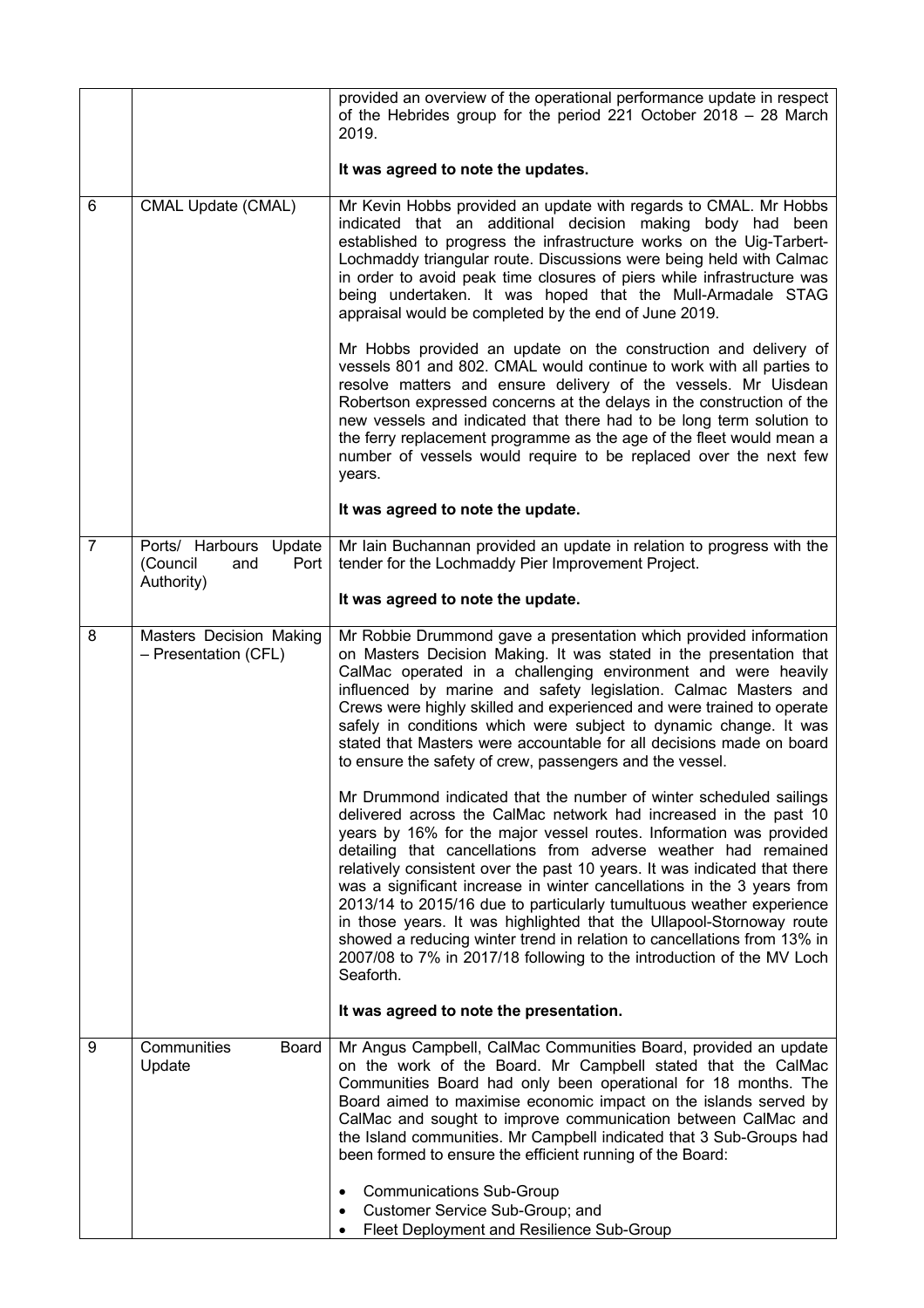| | | |
|---|---|---|
| | | provided an overview of the operational performance update in respect of the Hebrides group for the period 221 October 2018 – 28 March 2019.<br><br>**It was agreed to note the updates.** |
| 6 | CMAL Update (CMAL) | Mr Kevin Hobbs provided an update with regards to CMAL. Mr Hobbs indicated that an additional decision making body had been established to progress the infrastructure works on the Uig-Tarbert-Lochmaddy triangular route. Discussions were being held with Calmac in order to avoid peak time closures of piers while infrastructure was being undertaken. It was hoped that the Mull-Armadale STAG appraisal would be completed by the end of June 2019.<br><br>Mr Hobbs provided an update on the construction and delivery of vessels 801 and 802. CMAL would continue to work with all parties to resolve matters and ensure delivery of the vessels. Mr Uisdean Robertson expressed concerns at the delays in the construction of the new vessels and indicated that there had to be long term solution to the ferry replacement programme as the age of the fleet would mean a number of vessels would require to be replaced over the next few years.<br><br>**It was agreed to note the update.** |
| 7 | Ports/ Harbours Update (Council and Port Authority) | Mr Iain Buchannan provided an update in relation to progress with the tender for the Lochmaddy Pier Improvement Project.<br><br>**It was agreed to note the update.** |
| 8 | Masters Decision Making – Presentation (CFL) | Mr Robbie Drummond gave a presentation which provided information on Masters Decision Making. It was stated in the presentation that CalMac operated in a challenging environment and were heavily influenced by marine and safety legislation. Calmac Masters and Crews were highly skilled and experienced and were trained to operate safely in conditions which were subject to dynamic change. It was stated that Masters were accountable for all decisions made on board to ensure the safety of crew, passengers and the vessel.<br><br>Mr Drummond indicated that the number of winter scheduled sailings delivered across the CalMac network had increased in the past 10 years by 16% for the major vessel routes. Information was provided detailing that cancellations from adverse weather had remained relatively consistent over the past 10 years. It was indicated that there was a significant increase in winter cancellations in the 3 years from 2013/14 to 2015/16 due to particularly tumultuous weather experience in those years. It was highlighted that the Ullapool-Stornoway route showed a reducing winter trend in relation to cancellations from 13% in 2007/08 to 7% in 2017/18 following to the introduction of the MV Loch Seaforth.<br><br>**It was agreed to note the presentation.** |
| 9 | Communities Board Update | Mr Angus Campbell, CalMac Communities Board, provided an update on the work of the Board. Mr Campbell stated that the CalMac Communities Board had only been operational for 18 months. The Board aimed to maximise economic impact on the islands served by CalMac and sought to improve communication between CalMac and the Island communities. Mr Campbell indicated that 3 Sub-Groups had been formed to ensure the efficient running of the Board:<br><br>• Communications Sub-Group<br>• Customer Service Sub-Group; and<br>• Fleet Deployment and Resilience Sub-Group |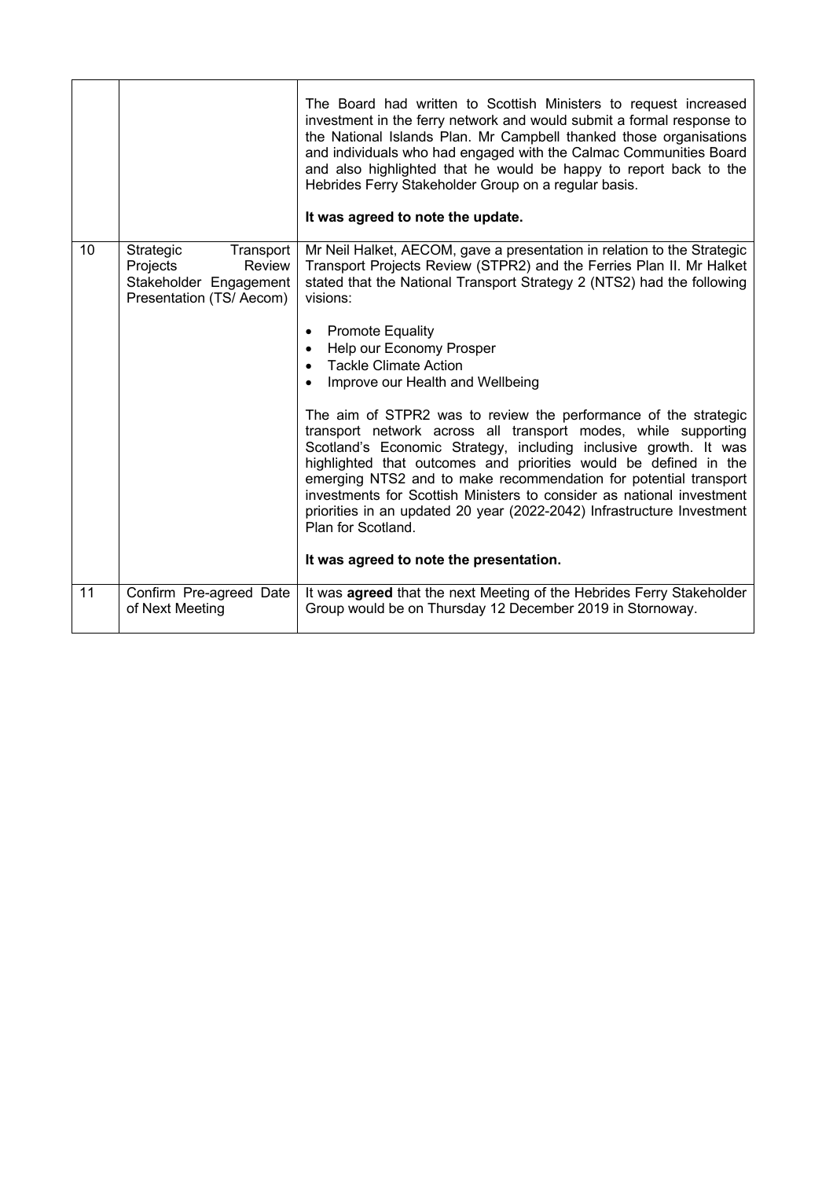| | | |
|---|---|---|
| | | The Board had written to Scottish Ministers to request increased investment in the ferry network and would submit a formal response to the National Islands Plan. Mr Campbell thanked those organisations and individuals who had engaged with the Calmac Communities Board and also highlighted that he would be happy to report back to the Hebrides Ferry Stakeholder Group on a regular basis.<br><br>**It was agreed to note the update.** |
| 10 | Strategic Transport Projects Review Stakeholder Engagement Presentation (TS/ Aecom) | Mr Neil Halket, AECOM, gave a presentation in relation to the Strategic Transport Projects Review (STPR2) and the Ferries Plan II. Mr Halket stated that the National Transport Strategy 2 (NTS2) had the following visions:<br><br>• Promote Equality<br>• Help our Economy Prosper<br>• Tackle Climate Action<br>• Improve our Health and Wellbeing<br><br>The aim of STPR2 was to review the performance of the strategic transport network across all transport modes, while supporting Scotland's Economic Strategy, including inclusive growth. It was highlighted that outcomes and priorities would be defined in the emerging NTS2 and to make recommendation for potential transport investments for Scottish Ministers to consider as national investment priorities in an updated 20 year (2022-2042) Infrastructure Investment Plan for Scotland.<br><br>**It was agreed to note the presentation.** |
| 11 | Confirm Pre-agreed Date of Next Meeting | It was **agreed** that the next Meeting of the Hebrides Ferry Stakeholder Group would be on Thursday 12 December 2019 in Stornoway. |